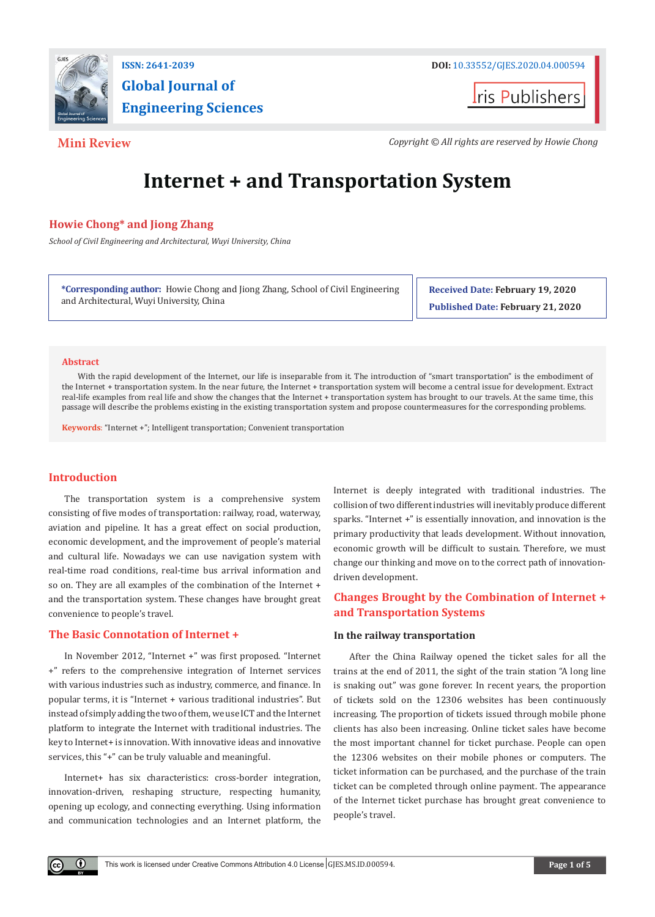ISSN: 2641-2039

DOI: 10.33552/GJES.2020.04.000594

Global Journal of Engineering Sciences

Iris Publishers

**Mini Review**

*Copyright © All rights are reserved by Howie Chong*

# Internet + and Transportation System

**Howie Chong* and Jiong Zhang**

*School of Civil Engineering and Architectural, Wuyi University, China*

***Corresponding author:** Howie Chong and Jiong Zhang, School of Civil Engineering and Architectural, Wuyi University, China

**Received Date:** February 19, 2020

**Published Date:** February 21, 2020

## Abstract

With the rapid development of the Internet, our life is inseparable from it. The introduction of "smart transportation" is the embodiment of the Internet + transportation system. In the near future, the Internet + transportation system will become a central issue for development. Extract real-life examples from real life and show the changes that the Internet + transportation system has brought to our travels. At the same time, this passage will describe the problems existing in the existing transportation system and propose countermeasures for the corresponding problems.

**Keywords**: "Internet +"; Intelligent transportation; Convenient transportation

## Introduction

The transportation system is a comprehensive system consisting of five modes of transportation: railway, road, waterway, aviation and pipeline. It has a great effect on social production, economic development, and the improvement of people's material and cultural life. Nowadays we can use navigation system with real-time road conditions, real-time bus arrival information and so on. They are all examples of the combination of the Internet + and the transportation system. These changes have brought great convenience to people's travel.

## The Basic Connotation of Internet +

In November 2012, "Internet +" was first proposed. "Internet +" refers to the comprehensive integration of Internet services with various industries such as industry, commerce, and finance. In popular terms, it is "Internet + various traditional industries". But instead of simply adding the two of them, we use ICT and the Internet platform to integrate the Internet with traditional industries. The key to Internet+ is innovation. With innovative ideas and innovative services, this "+" can be truly valuable and meaningful.

Internet+ has six characteristics: cross-border integration, innovation-driven, reshaping structure, respecting humanity, opening up ecology, and connecting everything. Using information and communication technologies and an Internet platform, the Internet is deeply integrated with traditional industries. The collision of two different industries will inevitably produce different sparks. "Internet +" is essentially innovation, and innovation is the primary productivity that leads development. Without innovation, economic growth will be difficult to sustain. Therefore, we must change our thinking and move on to the correct path of innovation-driven development.

## Changes Brought by the Combination of Internet + and Transportation Systems

### In the railway transportation

After the China Railway opened the ticket sales for all the trains at the end of 2011, the sight of the train station "A long line is snaking out" was gone forever. In recent years, the proportion of tickets sold on the 12306 websites has been continuously increasing. The proportion of tickets issued through mobile phone clients has also been increasing. Online ticket sales have become the most important channel for ticket purchase. People can open the 12306 websites on their mobile phones or computers. The ticket information can be purchased, and the purchase of the train ticket can be completed through online payment. The appearance of the Internet ticket purchase has brought great convenience to people's travel.

This work is licensed under Creative Commons Attribution 4.0 License | GJES.MS.ID.000594.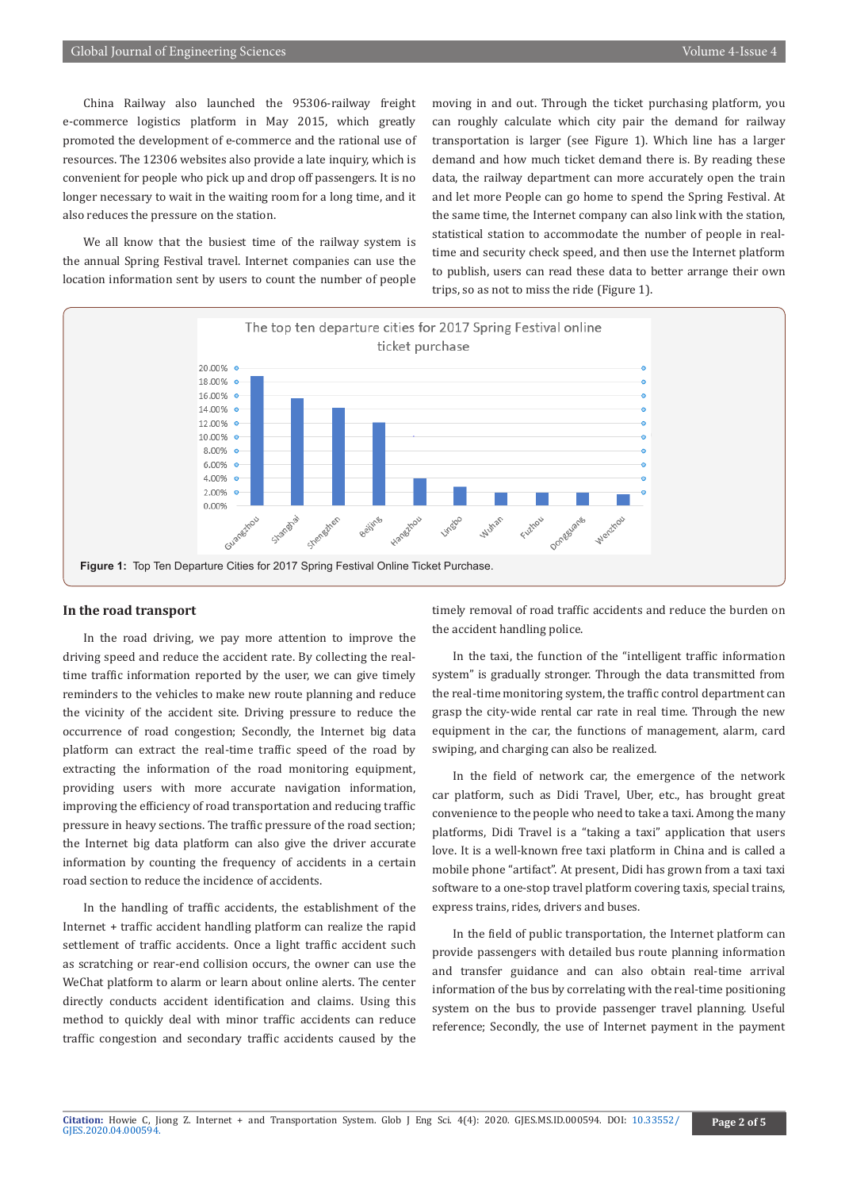China Railway also launched the 95306-railway freight e-commerce logistics platform in May 2015, which greatly promoted the development of e-commerce and the rational use of resources. The 12306 websites also provide a late inquiry, which is convenient for people who pick up and drop off passengers. It is no longer necessary to wait in the waiting room for a long time, and it also reduces the pressure on the station.

We all know that the busiest time of the railway system is the annual Spring Festival travel. Internet companies can use the location information sent by users to count the number of people moving in and out. Through the ticket purchasing platform, you can roughly calculate which city pair the demand for railway transportation is larger (see Figure 1). Which line has a larger demand and how much ticket demand there is. By reading these data, the railway department can more accurately open the train and let more People can go home to spend the Spring Festival. At the same time, the Internet company can also link with the station, statistical station to accommodate the number of people in real-time and security check speed, and then use the Internet platform to publish, users can read these data to better arrange their own trips, so as not to miss the ride (Figure 1).

**Figure 1:** Top Ten Departure Cities for 2017 Spring Festival Online Ticket Purchase.

## In the road transport

In the road driving, we pay more attention to improve the driving speed and reduce the accident rate. By collecting the real-time traffic information reported by the user, we can give timely reminders to the vehicles to make new route planning and reduce the vicinity of the accident site. Driving pressure to reduce the occurrence of road congestion; Secondly, the Internet big data platform can extract the real-time traffic speed of the road by extracting the information of the road monitoring equipment, providing users with more accurate navigation information, improving the efficiency of road transportation and reducing traffic pressure in heavy sections. The traffic pressure of the road section; the Internet big data platform can also give the driver accurate information by counting the frequency of accidents in a certain road section to reduce the incidence of accidents.

In the handling of traffic accidents, the establishment of the Internet + traffic accident handling platform can realize the rapid settlement of traffic accidents. Once a light traffic accident such as scratching or rear-end collision occurs, the owner can use the WeChat platform to alarm or learn about online alerts. The center directly conducts accident identification and claims. Using this method to quickly deal with minor traffic accidents can reduce traffic congestion and secondary traffic accidents caused by the timely removal of road traffic accidents and reduce the burden on the accident handling police.

In the taxi, the function of the "intelligent traffic information system" is gradually stronger. Through the data transmitted from the real-time monitoring system, the traffic control department can grasp the city-wide rental car rate in real time. Through the new equipment in the car, the functions of management, alarm, card swiping, and charging can also be realized.

In the field of network car, the emergence of the network car platform, such as Didi Travel, Uber, etc., has brought great convenience to the people who need to take a taxi. Among the many platforms, Didi Travel is a "taking a taxi" application that users love. It is a well-known free taxi platform in China and is called a mobile phone "artifact". At present, Didi has grown from a taxi taxi software to a one-stop travel platform covering taxis, special trains, express trains, rides, drivers and buses.

In the field of public transportation, the Internet platform can provide passengers with detailed bus route planning information and transfer guidance and can also obtain real-time arrival information of the bus by correlating with the real-time positioning system on the bus to provide passenger travel planning. Useful reference; Secondly, the use of Internet payment in the payment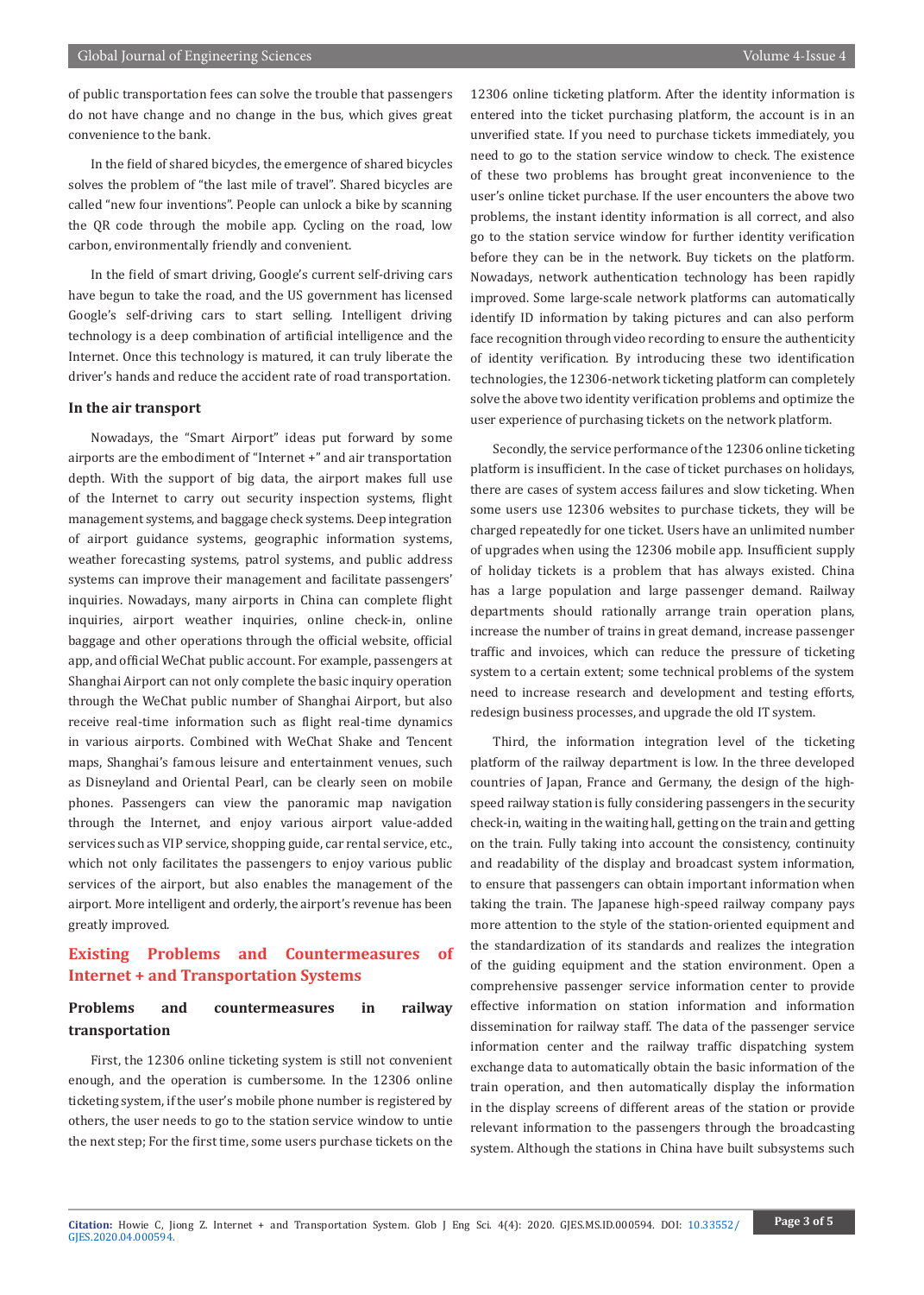of public transportation fees can solve the trouble that passengers do not have change and no change in the bus, which gives great convenience to the bank.

In the field of shared bicycles, the emergence of shared bicycles solves the problem of "the last mile of travel". Shared bicycles are called "new four inventions". People can unlock a bike by scanning the QR code through the mobile app. Cycling on the road, low carbon, environmentally friendly and convenient.

In the field of smart driving, Google's current self-driving cars have begun to take the road, and the US government has licensed Google's self-driving cars to start selling. Intelligent driving technology is a deep combination of artificial intelligence and the Internet. Once this technology is matured, it can truly liberate the driver's hands and reduce the accident rate of road transportation.

### In the air transport

Nowadays, the "Smart Airport" ideas put forward by some airports are the embodiment of "Internet +" and air transportation depth. With the support of big data, the airport makes full use of the Internet to carry out security inspection systems, flight management systems, and baggage check systems. Deep integration of airport guidance systems, geographic information systems, weather forecasting systems, patrol systems, and public address systems can improve their management and facilitate passengers' inquiries. Nowadays, many airports in China can complete flight inquiries, airport weather inquiries, online check-in, online baggage and other operations through the official website, official app, and official WeChat public account. For example, passengers at Shanghai Airport can not only complete the basic inquiry operation through the WeChat public number of Shanghai Airport, but also receive real-time information such as flight real-time dynamics in various airports. Combined with WeChat Shake and Tencent maps, Shanghai's famous leisure and entertainment venues, such as Disneyland and Oriental Pearl, can be clearly seen on mobile phones. Passengers can view the panoramic map navigation through the Internet, and enjoy various airport value-added services such as VIP service, shopping guide, car rental service, etc., which not only facilitates the passengers to enjoy various public services of the airport, but also enables the management of the airport. More intelligent and orderly, the airport's revenue has been greatly improved.

## Existing Problems and Countermeasures of Internet + and Transportation Systems

### Problems and countermeasures in railway transportation

First, the 12306 online ticketing system is still not convenient enough, and the operation is cumbersome. In the 12306 online ticketing system, if the user's mobile phone number is registered by others, the user needs to go to the station service window to untie the next step; For the first time, some users purchase tickets on the 12306 online ticketing platform. After the identity information is entered into the ticket purchasing platform, the account is in an unverified state. If you need to purchase tickets immediately, you need to go to the station service window to check. The existence of these two problems has brought great inconvenience to the user's online ticket purchase. If the user encounters the above two problems, the instant identity information is all correct, and also go to the station service window for further identity verification before they can be in the network. Buy tickets on the platform. Nowadays, network authentication technology has been rapidly improved. Some large-scale network platforms can automatically identify ID information by taking pictures and can also perform face recognition through video recording to ensure the authenticity of identity verification. By introducing these two identification technologies, the 12306-network ticketing platform can completely solve the above two identity verification problems and optimize the user experience of purchasing tickets on the network platform.

Secondly, the service performance of the 12306 online ticketing platform is insufficient. In the case of ticket purchases on holidays, there are cases of system access failures and slow ticketing. When some users use 12306 websites to purchase tickets, they will be charged repeatedly for one ticket. Users have an unlimited number of upgrades when using the 12306 mobile app. Insufficient supply of holiday tickets is a problem that has always existed. China has a large population and large passenger demand. Railway departments should rationally arrange train operation plans, increase the number of trains in great demand, increase passenger traffic and invoices, which can reduce the pressure of ticketing system to a certain extent; some technical problems of the system need to increase research and development and testing efforts, redesign business processes, and upgrade the old IT system.

Third, the information integration level of the ticketing platform of the railway department is low. In the three developed countries of Japan, France and Germany, the design of the high-speed railway station is fully considering passengers in the security check-in, waiting in the waiting hall, getting on the train and getting on the train. Fully taking into account the consistency, continuity and readability of the display and broadcast system information, to ensure that passengers can obtain important information when taking the train. The Japanese high-speed railway company pays more attention to the style of the station-oriented equipment and the standardization of its standards and realizes the integration of the guiding equipment and the station environment. Open a comprehensive passenger service information center to provide effective information on station information and information dissemination for railway staff. The data of the passenger service information center and the railway traffic dispatching system exchange data to automatically obtain the basic information of the train operation, and then automatically display the information in the display screens of different areas of the station or provide relevant information to the passengers through the broadcasting system. Although the stations in China have built subsystems such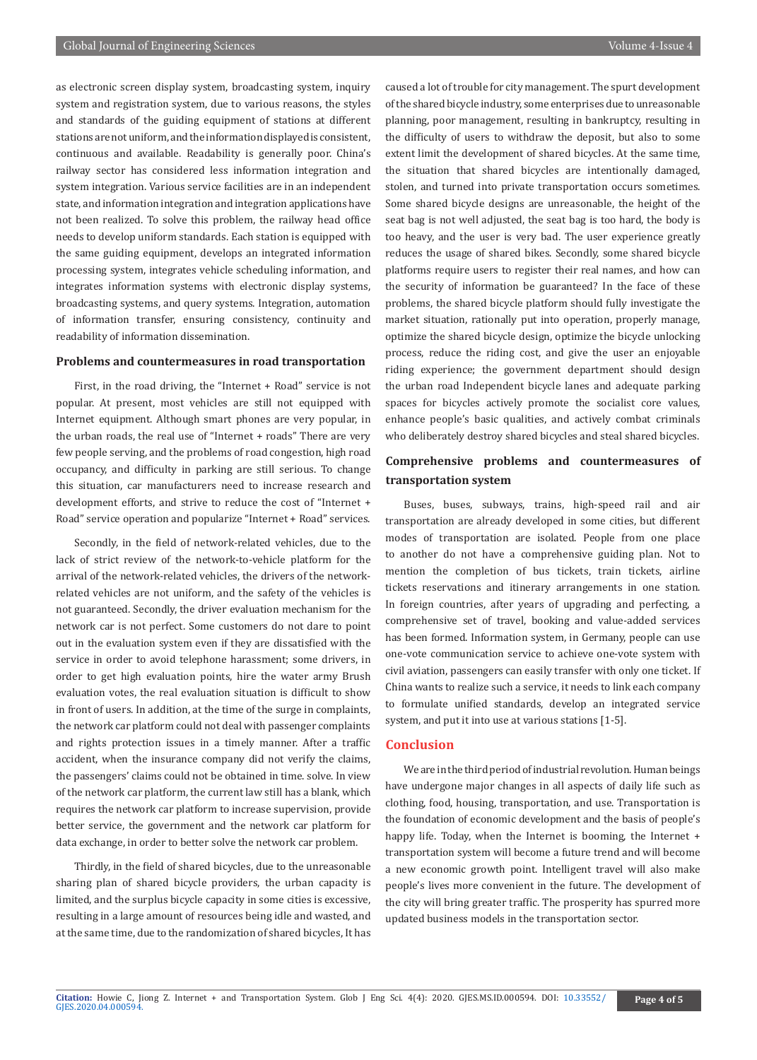as electronic screen display system, broadcasting system, inquiry system and registration system, due to various reasons, the styles and standards of the guiding equipment of stations at different stations are not uniform, and the information displayed is consistent, continuous and available. Readability is generally poor. China's railway sector has considered less information integration and system integration. Various service facilities are in an independent state, and information integration and integration applications have not been realized. To solve this problem, the railway head office needs to develop uniform standards. Each station is equipped with the same guiding equipment, develops an integrated information processing system, integrates vehicle scheduling information, and integrates information systems with electronic display systems, broadcasting systems, and query systems. Integration, automation of information transfer, ensuring consistency, continuity and readability of information dissemination.

### Problems and countermeasures in road transportation

First, in the road driving, the "Internet + Road" service is not popular. At present, most vehicles are still not equipped with Internet equipment. Although smart phones are very popular, in the urban roads, the real use of "Internet + roads" There are very few people serving, and the problems of road congestion, high road occupancy, and difficulty in parking are still serious. To change this situation, car manufacturers need to increase research and development efforts, and strive to reduce the cost of "Internet + Road" service operation and popularize "Internet + Road" services.

Secondly, in the field of network-related vehicles, due to the lack of strict review of the network-to-vehicle platform for the arrival of the network-related vehicles, the drivers of the network-related vehicles are not uniform, and the safety of the vehicles is not guaranteed. Secondly, the driver evaluation mechanism for the network car is not perfect. Some customers do not dare to point out in the evaluation system even if they are dissatisfied with the service in order to avoid telephone harassment; some drivers, in order to get high evaluation points, hire the water army Brush evaluation votes, the real evaluation situation is difficult to show in front of users. In addition, at the time of the surge in complaints, the network car platform could not deal with passenger complaints and rights protection issues in a timely manner. After a traffic accident, when the insurance company did not verify the claims, the passengers' claims could not be obtained in time. solve. In view of the network car platform, the current law still has a blank, which requires the network car platform to increase supervision, provide better service, the government and the network car platform for data exchange, in order to better solve the network car problem.

Thirdly, in the field of shared bicycles, due to the unreasonable sharing plan of shared bicycle providers, the urban capacity is limited, and the surplus bicycle capacity in some cities is excessive, resulting in a large amount of resources being idle and wasted, and at the same time, due to the randomization of shared bicycles, It has caused a lot of trouble for city management. The spurt development of the shared bicycle industry, some enterprises due to unreasonable planning, poor management, resulting in bankruptcy, resulting in the difficulty of users to withdraw the deposit, but also to some extent limit the development of shared bicycles. At the same time, the situation that shared bicycles are intentionally damaged, stolen, and turned into private transportation occurs sometimes. Some shared bicycle designs are unreasonable, the height of the seat bag is not well adjusted, the seat bag is too hard, the body is too heavy, and the user is very bad. The user experience greatly reduces the usage of shared bikes. Secondly, some shared bicycle platforms require users to register their real names, and how can the security of information be guaranteed? In the face of these problems, the shared bicycle platform should fully investigate the market situation, rationally put into operation, properly manage, optimize the shared bicycle design, optimize the bicycle unlocking process, reduce the riding cost, and give the user an enjoyable riding experience; the government department should design the urban road Independent bicycle lanes and adequate parking spaces for bicycles actively promote the socialist core values, enhance people's basic qualities, and actively combat criminals who deliberately destroy shared bicycles and steal shared bicycles.

### Comprehensive problems and countermeasures of transportation system

Buses, buses, subways, trains, high-speed rail and air transportation are already developed in some cities, but different modes of transportation are isolated. People from one place to another do not have a comprehensive guiding plan. Not to mention the completion of bus tickets, train tickets, airline tickets reservations and itinerary arrangements in one station. In foreign countries, after years of upgrading and perfecting, a comprehensive set of travel, booking and value-added services has been formed. Information system, in Germany, people can use one-vote communication service to achieve one-vote system with civil aviation, passengers can easily transfer with only one ticket. If China wants to realize such a service, it needs to link each company to formulate unified standards, develop an integrated service system, and put it into use at various stations [1-5].

## Conclusion

We are in the third period of industrial revolution. Human beings have undergone major changes in all aspects of daily life such as clothing, food, housing, transportation, and use. Transportation is the foundation of economic development and the basis of people's happy life. Today, when the Internet is booming, the Internet + transportation system will become a future trend and will become a new economic growth point. Intelligent travel will also make people's lives more convenient in the future. The development of the city will bring greater traffic. The prosperity has spurred more updated business models in the transportation sector.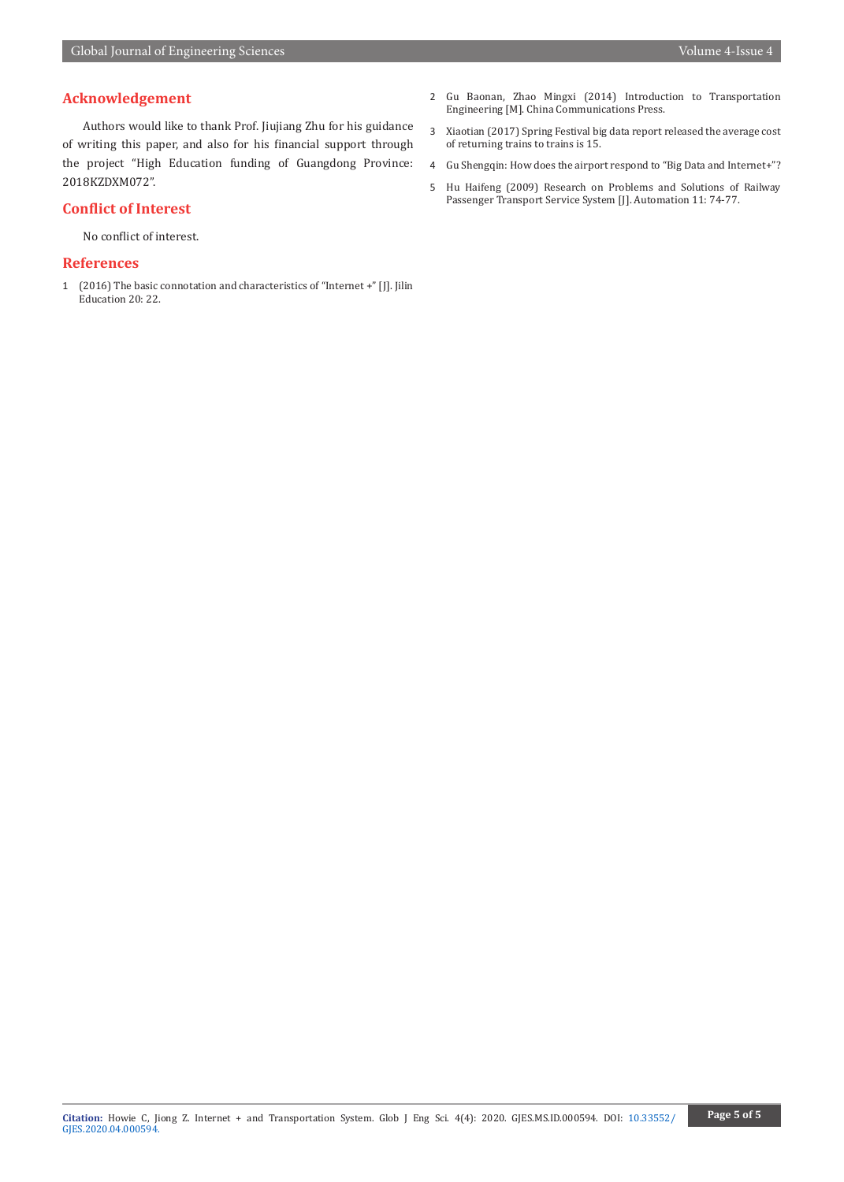## Acknowledgement

Authors would like to thank Prof. Jiujiang Zhu for his guidance of writing this paper, and also for his financial support through the project "High Education funding of Guangdong Province: 2018KZDXM072".

## Conflict of Interest

No conflict of interest.

## References

1. (2016) The basic connotation and characteristics of "Internet +" [J]. Jilin Education 20: 22.
2. Gu Baonan, Zhao Mingxi (2014) Introduction to Transportation Engineering [M]. China Communications Press.
3. Xiaotian (2017) Spring Festival big data report released the average cost of returning trains to trains is 15.
4. Gu Shengqin: How does the airport respond to "Big Data and Internet+"?
5. Hu Haifeng (2009) Research on Problems and Solutions of Railway Passenger Transport Service System [J]. Automation 11: 74-77.

**Citation:** Howie C, Jiong Z. Internet + and Transportation System. Glob J Eng Sci. 4(4): 2020. GJES.MS.ID.000594. DOI: 10.33552/GJES.2020.04.000594.